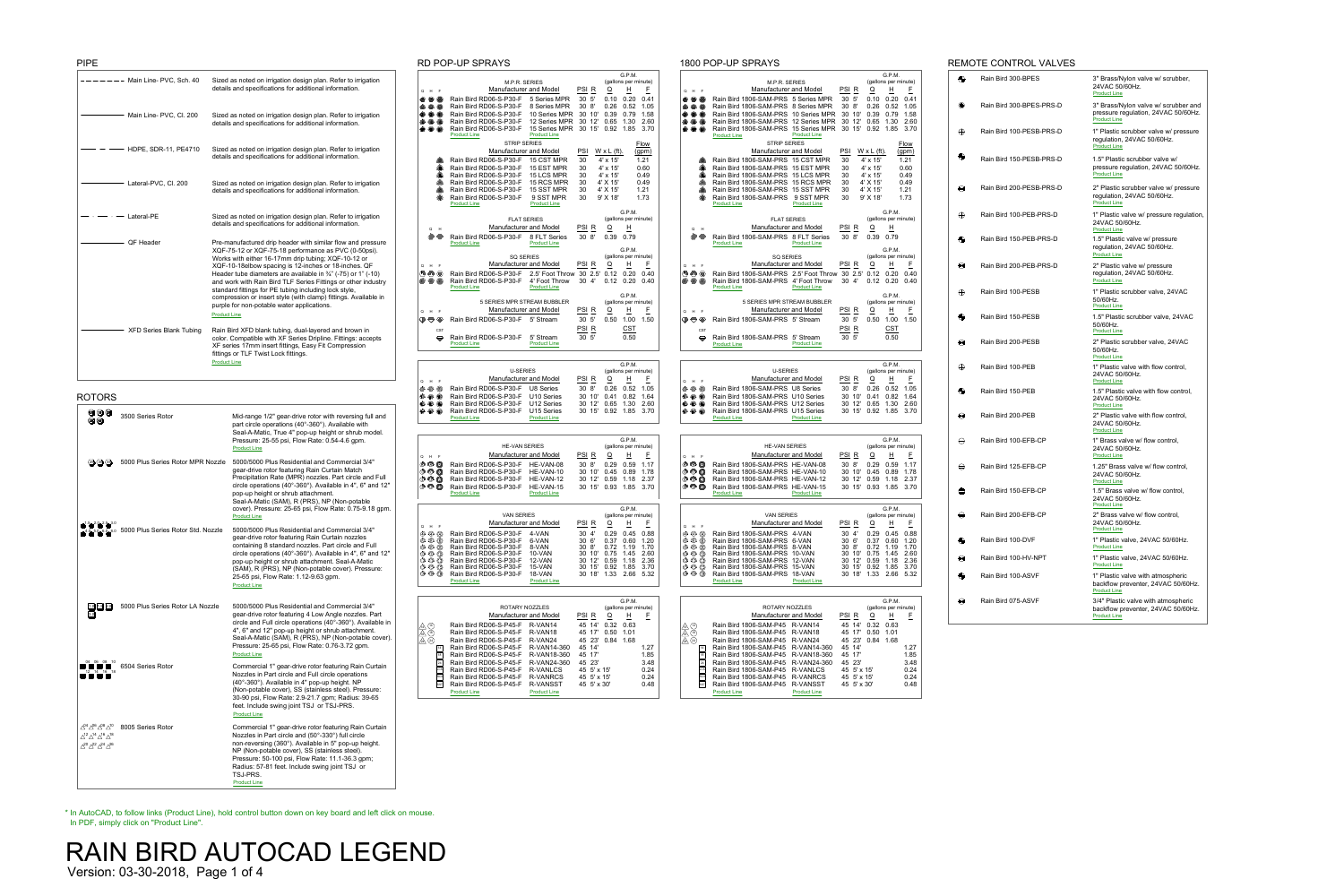# RAIN BIRD AUTOCAD LEGEND

Version: 03-30-2018, Page 1 of 4

## PIPE

| Symbol | Description |
|---|---|
| Main Line- PVC, Sch. 40 | Sized as noted on irrigation design plan. Refer to irrigation details and specifications for additional information. |
| Main Line- PVC, Cl. 200 | Sized as noted on irrigation design plan. Refer to irrigation details and specifications for additional information. |
| HDPE, SDR-11, PE4710 | Sized as noted on irrigation design plan. Refer to irrigation details and specifications for additional information. |
| Lateral-PVC, Cl. 200 | Sized as noted on irrigation design plan. Refer to irrigation details and specifications for additional information. |
| Lateral-PE | Sized as noted on irrigation design plan. Refer to irrigation details and specifications for additional information. |
| QF Header | Pre-manufactured drip header with similar flow and pressure XQF-75-12 or XQF-75-18 performance as PVC (0-50psi). Works with either 16-17mm drip tubing; XQF-10-12 or XQF-10-18elbow spacing is 12-inches or 18-inches. QF Header tube diameters are available in ¾" (-75) or 1" (-10) and work with Rain Bird TLF Series Fittings or other industry standard fittings for PE tubing including lock style, compression or insert style (with clamp) fittings. Available in purple for non-potable water applications. Product Line |
| XFD Series Blank Tubing | Rain Bird XFD blank tubing, dual-layered and brown in color. Compatible with XF Series Dripline. Fittings: accepts XF series 17mm insert fittings, Easy Fit Compression fittings or TLF Twist Lock fittings. Product Line |

## ROTORS

| Model | Description |
|---|---|
| 3500 Series Rotor | Mid-range 1/2" gear-drive rotor with reversing full and part circle operations (40°-360°). Available with Seal-A-Matic, True 4" pop-up height or shrub model. Pressure: 25-55 psi, Flow Rate: 0.54-4.6 gpm. Product Line |
| 5000 Plus Series Rotor MPR Nozzle | 5000/5000 Plus Residential and Commercial 3/4" gear-drive rotor featuring Rain Curtain Match Precipitation Rate (MPR) nozzles. Part circle and Full circle operations (40°-360°). Available in 4", 6" and 12" pop-up height or shrub attachment. Seal-A-Matic (SAM), R (PRS), NP (Non-potable cover). Pressure: 25-65 psi, Flow Rate: 0.75-9.18 gpm. Product Line |
| 5000 Plus Series Rotor Std. Nozzle | 5000/5000 Plus Residential and Commercial 3/4" gear-drive rotor featuring Rain Curtain nozzles containing 8 standard nozzles. Part circle and Full circle operations (40°-360°). Available in 4", 6" and 12" pop-up height or shrub attachment. Seal-A-Matic (SAM), R (PRS), NP (Non-potable cover). Pressure: 25-65 psi, Flow Rate: 1.12-9.63 gpm. Product Line |
| 5000 Plus Series Rotor LA Nozzle | 5000/5000 Plus Residential and Commercial 3/4" gear-drive rotor featuring 4 Low Angle nozzles. Part circle and Full circle operations (40°-360°). Available in 4", 6" and 12" pop-up height or shrub attachment. Seal-A-Matic (SAM), R (PRS), NP (Non-potable cover). Pressure: 25-65 psi, Flow Rate: 0.76-3.72 gpm. Product Line |
| 6504 Series Rotor | Commercial 1" gear-drive rotor featuring Rain Curtain Nozzles in Part circle and Full circle operations (40°-360°). Available in 4" pop-up height. NP (Non-potable cover), SS (stainless steel). Pressure: 30-90 psi, Flow Rate: 2.9-21.7 gpm; Radius: 39-65 feet. Include swing joint TSJ or TSJ-PRS. Product Line |
| 8005 Series Rotor | Commercial 1" gear-drive rotor featuring Rain Curtain Nozzles in Part circle and (50°-330°) full circle non-reversing (360°). Available in 5" pop-up height. NP (Non-potable cover), SS (stainless steel). Pressure: 50-100 psi, Flow Rate: 11.1-36.3 gpm; Radius: 57-81 feet. Include swing joint TSJ or TSJ-PRS. Product Line |

## RD POP-UP SPRAYS

### M.P.R. SERIES

| Manufacturer and Model | | PSI | R | Q | H | F |
|---|---|---|---|---|---|---|
| Rain Bird RD06-S-P30-F | 5 Series MPR | 30 | 5' | 0.10 | 0.20 | 0.41 |
| Rain Bird RD06-S-P30-F | 8 Series MPR | 30 | 8' | 0.26 | 0.52 | 1.05 |
| Rain Bird RD06-S-P30-F | 10 Series MPR | 30 | 10' | 0.39 | 0.79 | 1.58 |
| Rain Bird RD06-S-P30-F | 12 Series MPR | 30 | 12' | 0.65 | 1.30 | 2.60 |
| Rain Bird RD06-S-P30-F | 15 Series MPR | 30 | 15' | 0.92 | 1.85 | 3.70 |

G.P.M. (gallons per minute). Product Line

### STRIP SERIES

| Manufacturer and Model | | PSI | W x L (ft). | Flow (gpm) |
|---|---|---|---|---|
| Rain Bird RD06-S-P30-F | 15 CST MPR | 30 | 4' x 15' | 1.21 |
| Rain Bird RD06-S-P30-F | 15 EST MPR | 30 | 4' x 15' | 0.60 |
| Rain Bird RD06-S-P30-F | 15 LCS MPR | 30 | 4' x 15' | 0.49 |
| Rain Bird RD06-S-P30-F | 15 RCS MPR | 30 | 4' X 15' | 0.49 |
| Rain Bird RD06-S-P30-F | 15 SST MPR | 30 | 4' X 15' | 1.21 |
| Rain Bird RD06-S-P30-F | 9 SST MPR | 30 | 9' X 18' | 1.73 |

### FLAT SERIES

| Manufacturer and Model | | PSI | R | Q | H |
|---|---|---|---|---|---|
| Rain Bird RD06-S-P30-F | 8 FLT Series | 30 | 8' | 0.39 | 0.79 |

### SQ SERIES

| Manufacturer and Model | | PSI | R | Q | H | F |
|---|---|---|---|---|---|---|
| Rain Bird RD06-S-P30-F | 2.5' Foot Throw | 30 | 2.5' | 0.12 | 0.20 | 0.40 |
| Rain Bird RD06-S-P30-F | 4' Foot Throw | 30 | 4' | 0.12 | 0.20 | 0.40 |

### 5 SERIES MPR STREAM BUBBLER

| Manufacturer and Model | | PSI | R | Q | H | F |
|---|---|---|---|---|---|---|
| Rain Bird RD06-S-P30-F | 5' Stream | 30 | 5' | 0.50 | 1.00 | 1.50 |

| Manufacturer and Model | | PSI | R | CST |
|---|---|---|---|---|
| Rain Bird RD06-S-P30-F | 5' Stream | 30 | 5' | 0.50 |

### U-SERIES

| Manufacturer and Model | | PSI | R | Q | H | F |
|---|---|---|---|---|---|---|
| Rain Bird RD06-S-P30-F | U8 Series | 30 | 8' | 0.26 | 0.52 | 1.05 |
| Rain Bird RD06-S-P30-F | U10 Series | 30 | 10' | 0.41 | 0.82 | 1.64 |
| Rain Bird RD06-S-P30-F | U12 Series | 30 | 12' | 0.65 | 1.30 | 2.60 |
| Rain Bird RD06-S-P30-F | U15 Series | 30 | 15' | 0.92 | 1.85 | 3.70 |

### HE-VAN SERIES

| Manufacturer and Model | | PSI | R | Q | H | F |
|---|---|---|---|---|---|---|
| Rain Bird RD06-S-P30-F | HE-VAN-08 | 30 | 8' | 0.29 | 0.59 | 1.17 |
| Rain Bird RD06-S-P30-F | HE-VAN-10 | 30 | 10' | 0.45 | 0.89 | 1.78 |
| Rain Bird RD06-S-P30-F | HE-VAN-12 | 30 | 12' | 0.59 | 1.18 | 2.37 |
| Rain Bird RD06-S-P30-F | HE-VAN-15 | 30 | 15' | 0.93 | 1.85 | 3.70 |

### VAN SERIES

| Manufacturer and Model | | PSI | R | Q | H | F |
|---|---|---|---|---|---|---|
| Rain Bird RD06-S-P30-F | 4-VAN | 30 | 4' | 0.29 | 0.45 | 0.88 |
| Rain Bird RD06-S-P30-F | 6-VAN | 30 | 6' | 0.37 | 0.60 | 1.20 |
| Rain Bird RD06-S-P30-F | 8-VAN | 30 | 8' | 0.72 | 1.19 | 1.70 |
| Rain Bird RD06-S-P30-F | 10-VAN | 30 | 10' | 0.75 | 1.45 | 2.60 |
| Rain Bird RD06-S-P30-F | 12-VAN | 30 | 12' | 0.59 | 1.18 | 2.36 |
| Rain Bird RD06-S-P30-F | 15-VAN | 30 | 15' | 0.92 | 1.85 | 3.70 |
| Rain Bird RD06-S-P30-F | 18-VAN | 30 | 18' | 1.33 | 2.66 | 5.32 |

### ROTARY NOZZLES

| Manufacturer and Model | | PSI | R | Q | H | F |
|---|---|---|---|---|---|---|
| Rain Bird RD06-S-P45-F | R-VAN14 | 45 | 14' | 0.32 | 0.63 | |
| Rain Bird RD06-S-P45-F | R-VAN18 | 45 | 17' | 0.50 | 1.01 | |
| Rain Bird RD06-S-P45-F | R-VAN24 | 45 | 23' | 0.84 | 1.68 | |
| Rain Bird RD06-S-P45-F | R-VAN14-360 | 45 | 14' | | | 1.27 |
| Rain Bird RD06-S-P45-F | R-VAN18-360 | 45 | 17' | | | 1.85 |
| Rain Bird RD06-S-P45-F | R-VAN24-360 | 45 | 23' | | | 3.48 |
| Rain Bird RD06-S-P45-F | R-VANLCS | 45 | 5' x 15' | | | 0.24 |
| Rain Bird RD06-S-P45-F | R-VANRCS | 45 | 5' x 15' | | | 0.24 |
| Rain Bird RD06-S-P45-F | R-VANSST | 45 | 5' x 30' | | | 0.48 |

## 1800 POP-UP SPRAYS

### M.P.R. SERIES

| Manufacturer and Model | | PSI | R | Q | H | F |
|---|---|---|---|---|---|---|
| Rain Bird 1806-SAM-PRS | 5 Series MPR | 30 | 5' | 0.10 | 0.20 | 0.41 |
| Rain Bird 1806-SAM-PRS | 8 Series MPR | 30 | 8' | 0.26 | 0.52 | 1.05 |
| Rain Bird 1806-SAM-PRS | 10 Series MPR | 30 | 10' | 0.39 | 0.79 | 1.58 |
| Rain Bird 1806-SAM-PRS | 12 Series MPR | 30 | 12' | 0.65 | 1.30 | 2.60 |
| Rain Bird 1806-SAM-PRS | 15 Series MPR | 30 | 15' | 0.92 | 1.85 | 3.70 |

### STRIP SERIES

| Manufacturer and Model | | PSI | W x L (ft). | Flow (gpm) |
|---|---|---|---|---|
| Rain Bird 1806-SAM-PRS | 15 CST MPR | 30 | 4' x 15' | 1.21 |
| Rain Bird 1806-SAM-PRS | 15 EST MPR | 30 | 4' x 15' | 0.60 |
| Rain Bird 1806-SAM-PRS | 15 LCS MPR | 30 | 4' x 15' | 0.49 |
| Rain Bird 1806-SAM-PRS | 15 RCS MPR | 30 | 4' X 15' | 0.49 |
| Rain Bird 1806-SAM-PRS | 15 SST MPR | 30 | 4' X 15' | 1.21 |
| Rain Bird 1806-SAM-PRS | 9 SST MPR | 30 | 9' X 18' | 1.73 |

### FLAT SERIES

| Manufacturer and Model | | PSI | R | Q | H |
|---|---|---|---|---|---|
| Rain Bird 1806-SAM-PRS | 8 FLT Series | 30 | 8' | 0.39 | 0.79 |

### SQ SERIES

| Manufacturer and Model | | PSI | R | Q | H | F |
|---|---|---|---|---|---|---|
| Rain Bird 1806-SAM-PRS | 2.5' Foot Throw | 30 | 2.5' | 0.12 | 0.20 | 0.40 |
| Rain Bird 1806-SAM-PRS | 4' Foot Throw | 30 | 4' | 0.12 | 0.20 | 0.40 |

### 5 SERIES MPR STREAM BUBBLER

| Manufacturer and Model | | PSI | R | Q | H | F |
|---|---|---|---|---|---|---|
| Rain Bird 1806-SAM-PRS | 5' Stream | 30 | 5' | 0.50 | 1.00 | 1.50 |

| Manufacturer and Model | | PSI | R | CST |
|---|---|---|---|---|
| Rain Bird 1806-SAM-PRS | 5' Stream | 30 | 5' | 0.50 |

### U-SERIES

| Manufacturer and Model | | PSI | R | Q | H | F |
|---|---|---|---|---|---|---|
| Rain Bird 1806-SAM-PRS | U8 Series | 30 | 8' | 0.26 | 0.52 | 1.05 |
| Rain Bird 1806-SAM-PRS | U10 Series | 30 | 10' | 0.41 | 0.82 | 1.64 |
| Rain Bird 1806-SAM-PRS | U12 Series | 30 | 12' | 0.65 | 1.30 | 2.60 |
| Rain Bird 1806-SAM-PRS | U15 Series | 30 | 15' | 0.92 | 1.85 | 3.70 |

### HE-VAN SERIES

| Manufacturer and Model | | PSI | R | Q | H | F |
|---|---|---|---|---|---|---|
| Rain Bird 1806-SAM-PRS | HE-VAN-08 | 30 | 8' | 0.29 | 0.59 | 1.17 |
| Rain Bird 1806-SAM-PRS | HE-VAN-10 | 30 | 10' | 0.45 | 0.89 | 1.78 |
| Rain Bird 1806-SAM-PRS | HE-VAN-12 | 30 | 12' | 0.59 | 1.18 | 2.37 |
| Rain Bird 1806-SAM-PRS | HE-VAN-15 | 30 | 15' | 0.93 | 1.85 | 3.70 |

### VAN SERIES

| Manufacturer and Model | | PSI | R | Q | H | F |
|---|---|---|---|---|---|---|
| Rain Bird 1806-SAM-PRS | 4-VAN | 30 | 4' | 0.29 | 0.45 | 0.88 |
| Rain Bird 1806-SAM-PRS | 6-VAN | 30 | 6' | 0.37 | 0.60 | 1.20 |
| Rain Bird 1806-SAM-PRS | 8-VAN | 30 | 8' | 0.72 | 1.19 | 1.70 |
| Rain Bird 1806-SAM-PRS | 10-VAN | 30 | 10' | 0.75 | 1.45 | 2.60 |
| Rain Bird 1806-SAM-PRS | 12-VAN | 30 | 12' | 0.59 | 1.18 | 2.36 |
| Rain Bird 1806-SAM-PRS | 15-VAN | 30 | 15' | 0.92 | 1.85 | 3.70 |
| Rain Bird 1806-SAM-PRS | 18-VAN | 30 | 18' | 1.33 | 2.66 | 5.32 |

### ROTARY NOZZLES

| Manufacturer and Model | | PSI | R | Q | H | F |
|---|---|---|---|---|---|---|
| Rain Bird 1806-SAM-P45 | R-VAN14 | 45 | 14' | 0.32 | 0.63 | |
| Rain Bird 1806-SAM-P45 | R-VAN18 | 45 | 17' | 0.50 | 1.01 | |
| Rain Bird 1806-SAM-P45 | R-VAN24 | 45 | 23' | 0.84 | 1.68 | |
| Rain Bird 1806-SAM-P45 | R-VAN14-360 | 45 | 14' | | | 1.27 |
| Rain Bird 1806-SAM-P45 | R-VAN18-360 | 45 | 17' | | | 1.85 |
| Rain Bird 1806-SAM-P45 | R-VAN24-360 | 45 | 23' | | | 3.48 |
| Rain Bird 1806-SAM-P45 | R-VANLCS | 45 | 5' x 15' | | | 0.24 |
| Rain Bird 1806-SAM-P45 | R-VANRCS | 45 | 5' x 15' | | | 0.24 |
| Rain Bird 1806-SAM-P45 | R-VANSST | 45 | 5' x 30' | | | 0.48 |

## REMOTE CONTROL VALVES

| Model | Description |
|---|---|
| Rain Bird 300-BPES | 3" Brass/Nylon valve w/ scrubber, 24VAC 50/60Hz. Product Line |
| Rain Bird 300-BPES-PRS-D | 3" Brass/Nylon valve w/ scrubber and pressure regulation, 24VAC 50/60Hz. Product Line |
| Rain Bird 100-PESB-PRS-D | 1" Plastic scrubber valve w/ pressure regulation, 24VAC 50/60Hz. Product Line |
| Rain Bird 150-PESB-PRS-D | 1.5" Plastic scrubber valve w/ pressure regulation, 24VAC 50/60Hz. Product Line |
| Rain Bird 200-PESB-PRS-D | 2" Plastic scrubber valve w/ pressure regulation, 24VAC 50/60Hz. Product Line |
| Rain Bird 100-PEB-PRS-D | 1" Plastic valve w/ pressure regulation, 24VAC 50/60Hz. Product Line |
| Rain Bird 150-PEB-PRS-D | 1.5" Plastic valve w/ pressure regulation, 24VAC 50/60Hz. Product Line |
| Rain Bird 200-PEB-PRS-D | 2" Plastic valve w/ pressure regulation, 24VAC 50/60Hz. Product Line |
| Rain Bird 100-PESB | 1" Plastic scrubber valve, 24VAC 50/60Hz. Product Line |
| Rain Bird 150-PESB | 1.5" Plastic scrubber valve, 24VAC 50/60Hz. Product Line |
| Rain Bird 200-PESB | 2" Plastic scrubber valve, 24VAC 50/60Hz. Product Line |
| Rain Bird 100-PEB | 1" Plastic valve with flow control, 24VAC 50/60Hz. Product Line |
| Rain Bird 150-PEB | 1.5" Plastic valve with flow control, 24VAC 50/60Hz. Product Line |
| Rain Bird 200-PEB | 2" Plastic valve with flow control, 24VAC 50/60Hz. Product Line |
| Rain Bird 100-EFB-CP | 1" Brass valve w/ flow control, 24VAC 50/60Hz. Product Line |
| Rain Bird 125-EFB-CP | 1.25" Brass valve w/ flow control, 24VAC 50/60Hz. Product Line |
| Rain Bird 150-EFB-CP | 1.5" Brass valve w/ flow control, 24VAC 50/60Hz. Product Line |
| Rain Bird 200-EFB-CP | 2" Brass valve w/ flow control, 24VAC 50/60Hz. Product Line |
| Rain Bird 100-DVF | 1" Plastic valve, 24VAC 50/60Hz. Product Line |
| Rain Bird 100-HV-NPT | 1" Plastic valve, 24VAC 50/60Hz. Product Line |
| Rain Bird 100-ASVF | 1" Plastic valve with atmospheric backflow preventer, 24VAC 50/60Hz. Product Line |
| Rain Bird 075-ASVF | 3/4" Plastic valve with atmospheric backflow preventer, 24VAC 50/60Hz. Product Line |

* In AutoCAD, to follow links (Product Line), hold control button down on key board and left click on mouse.
In PDF, simply click on "Product Line".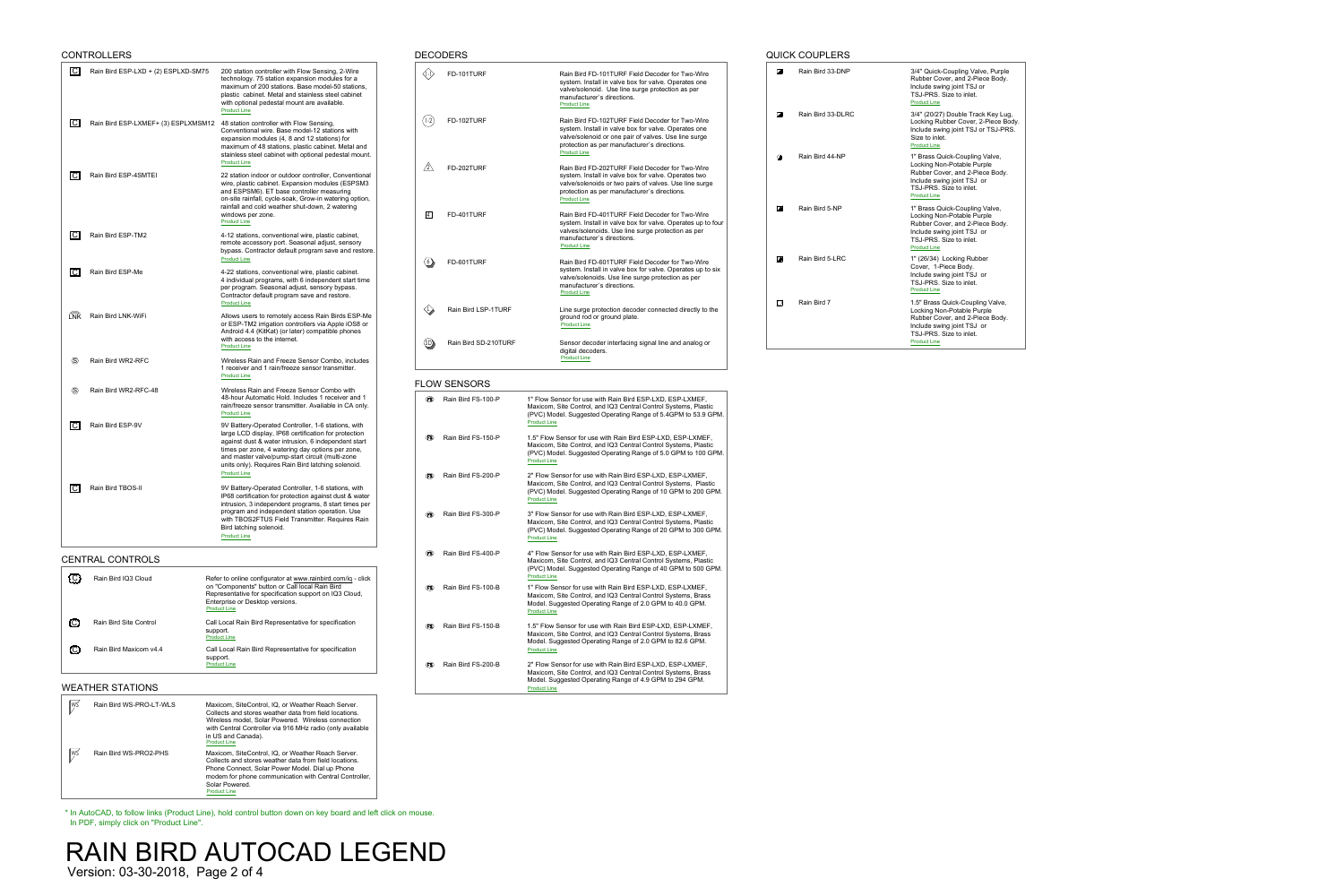## CONTROLLERS

| Symbol | Model | Description |
|---|---|---|
| C | Rain Bird ESP-LXD + (2) ESPLXD-SM75 | 200 station controller with Flow Sensing, 2-Wire technology. 75 station expansion modules for a maximum of 200 stations. Base model-50 stations, plastic cabinet. Metal and stainless steel cabinet with optional pedestal mount are available. Product Line |
| C | Rain Bird ESP-LXMEF+ (3) ESPLXMSM12 | 48 station controller with Flow Sensing, Conventional wire. Base model-12 stations with expansion modules (4, 8 and 12 stations) for maximum of 48 stations, plastic cabinet. Metal and stainless steel cabinet with optional pedestal mount. Product Line |
| C | Rain Bird ESP-4SMTEI | 22 station indoor or outdoor controller, Conventional wire, plastic cabinet. Expansion modules (ESPSM3 and ESPSM6). ET base controller measuring on-site rainfall, cycle-soak, Grow-in watering option, rainfall and cold weather shut-down, 2 watering windows per zone. Product Line |
| C | Rain Bird ESP-TM2 | 4-12 stations, conventional wire, plastic cabinet, remote accessory port. Seasonal adjust, sensory bypass, Contractor default program save and restore. Product Line |
| C | Rain Bird ESP-Me | 4-22 stations, conventional wire, plastic cabinet. 4 individual programs, with 6 independent start time per program. Seasonal adjust, sensory bypass. Contractor default program save and restore. Product Line |
| LNK | Rain Bird LNK-WiFi | Allows users to remotely access Rain Birds ESP-Me or ESP-TM2 irrigation controllers via Apple iOS8 or Android 4.4 (KitKat) (or later) compatible phones with access to the internet. Product Line |
| S | Rain Bird WR2-RFC | Wireless Rain and Freeze Sensor Combo, includes 1 receiver and 1 rain/freeze sensor transmitter. Product Line |
| S | Rain Bird WR2-RFC-48 | Wireless Rain and Freeze Sensor Combo with 48-hour Automatic Hold. Includes 1 receiver and 1 rain/freeze sensor transmitter. Available in CA only. Product Line |
| C | Rain Bird ESP-9V | 9V Battery-Operated Controller, 1-6 stations, with large LCD display, IP68 certification for protection against dust & water intrusion, 6 independent start times per zone, 4 watering day options per zone, and master valve/pump-start circuit (multi-zone units only). Requires Rain Bird latching solenoid. Product Line |
| C | Rain Bird TBOS-II | 9V Battery-Operated Controller, 1-6 stations, with IP68 certification for protection against dust & water intrusion, 3 independent programs, 8 start times per program and independent station operation. Use with TBOS2FTUS Field Transmitter. Requires Rain Bird latching solenoid. Product Line |

## CENTRAL CONTROLS

| Symbol | Model | Description |
|---|---|---|
| IQ | Rain Bird IQ3 Cloud | Refer to online configurator at www.rainbird.com/iq - click on "Components" button or Call local Rain Bird Representative for specification support on IQ3 Cloud, Enterprise or Desktop versions. Product Line |
| SC | Rain Bird Site Control | Call Local Rain Bird Representative for specification support. Product Line |
| M | Rain Bird Maxicom v4.4 | Call Local Rain Bird Representative for specification support. Product Line |

## WEATHER STATIONS

| Symbol | Model | Description |
|---|---|---|
| WS | Rain Bird WS-PRO-LT-WLS | Maxicom, SiteControl, IQ, or Weather Reach Server. Collects and stores weather data from field locations. Wireless model, Solar Powered. Wireless connection with Central Controller via 916 MHz radio (only available in US and Canada). Product Line |
| WS | Rain Bird WS-PRO2-PHS | Maxicom, SiteControl, IQ, or Weather Reach Server. Collects and stores weather data from field locations. Phone Connect, Solar Power Model. Dial up Phone modem for phone communication with Central Controller, Solar Powered. Product Line |

## DECODERS

| Symbol | Model | Description |
|---|---|---|
| 1 | FD-101TURF | Rain Bird FD-101TURF Field Decoder for Two-Wire system. Install in valve box for valve. Operates one valve/solenoid. Use line surge protection as per manufacturer's directions. Product Line |
| 1-2 | FD-102TURF | Rain Bird FD-102TURF Field Decoder for Two-Wire system. Install in valve box for valve. Operates one valve/solenoid or one pair of valves. Use line surge protection as per manufacturer's directions. Product Line |
| 2 | FD-202TURF | Rain Bird FD-202TURF Field Decoder for Two-Wire system. Install in valve box for valve. Operates two valve/solenoids or two pairs of valves. Use line surge protection as per manufacturer's directions. Product Line |
| 4 | FD-401TURF | Rain Bird FD-401TURF Field Decoder for Two-Wire system. Install in valve box for valve. Operates up to four valves/solenoids. Use line surge protection as per manufacturer's directions. Product Line |
| 6 | FD-601TURF | Rain Bird FD-601TURF Field Decoder for Two-Wire system. Install in valve box for valve. Operates up to six valve/solenoids. Use line surge protection as per manufacturer's directions. Product Line |
| L | Rain Bird LSP-1TURF | Line surge protection decoder connected directly to the ground rod or ground plate. Product Line |
| SD | Rain Bird SD-210TURF | Sensor decoder interfacing signal line and analog or digital decoders. Product Line |

## FLOW SENSORS

| Symbol | Model | Description |
|---|---|---|
| FS | Rain Bird FS-100-P | 1" Flow Sensor for use with Rain Bird ESP-LXD, ESP-LXMEF, Maxicom, Site Control, and IQ3 Central Control Systems, Plastic (PVC) Model. Suggested Operating Range of 5.4GPM to 53.9 GPM. Product Line |
| FS | Rain Bird FS-150-P | 1.5" Flow Sensor for use with Rain Bird ESP-LXD, ESP-LXMEF, Maxicom, Site Control, and IQ3 Central Control Systems, Plastic (PVC) Model. Suggested Operating Range of 5.0 GPM to 100 GPM. Product Line |
| FS | Rain Bird FS-200-P | 2" Flow Sensor for use with Rain Bird ESP-LXD, ESP-LXMEF, Maxicom, Site Control, and IQ3 Central Control Systems, Plastic (PVC) Model. Suggested Operating Range of 10 GPM to 200 GPM. Product Line |
| FS | Rain Bird FS-300-P | 3" Flow Sensor for use with Rain Bird ESP-LXD, ESP-LXMEF, Maxicom, Site Control, and IQ3 Central Control Systems, Plastic (PVC) Model. Suggested Operating Range of 20 GPM to 300 GPM. Product Line |
| FS | Rain Bird FS-400-P | 4" Flow Sensor for use with Rain Bird ESP-LXD, ESP-LXMEF, Maxicom, Site Control, and IQ3 Central Control Systems, Plastic (PVC) Model. Suggested Operating Range of 40 GPM to 500 GPM. Product Line |
| FS | Rain Bird FS-100-B | 1" Flow Sensor for use with Rain Bird ESP-LXD, ESP-LXMEF, Maxicom, Site Control, and IQ3 Central Control Systems, Brass Model. Suggested Operating Range of 2.0 GPM to 40.0 GPM. Product Line |
| FS | Rain Bird FS-150-B | 1.5" Flow Sensor for use with Rain Bird ESP-LXD, ESP-LXMEF, Maxicom, Site Control, and IQ3 Central Control Systems, Brass Model. Suggested Operating Range of 2.0 GPM to 82.6 GPM. Product Line |
| FS | Rain Bird FS-200-B | 2" Flow Sensor for use with Rain Bird ESP-LXD, ESP-LXMEF, Maxicom, Site Control, and IQ3 Central Control Systems, Brass Model. Suggested Operating Range of 4.9 GPM to 294 GPM. Product Line |

## QUICK COUPLERS

| Symbol | Model | Description |
|---|---|---|
| | Rain Bird 33-DNP | 3/4" Quick-Coupling Valve, Purple Rubber Cover, and 2-Piece Body. Include swing joint TSJ or TSJ-PRS. Size to inlet. Product Line |
| | Rain Bird 33-DLRC | 3/4" (20/27) Double Track Key Lug, Locking Rubber Cover, 2-Piece Body. Include swing joint TSJ or TSJ-PRS. Size to inlet. Product Line |
| | Rain Bird 44-NP | 1" Brass Quick-Coupling Valve, Locking Non-Potable Purple Rubber Cover, and 2-Piece Body. Include swing joint TSJ or TSJ-PRS. Size to inlet. Product Line |
| | Rain Bird 5-NP | 1" Brass Quick-Coupling Valve, Locking Non-Potable Purple Rubber Cover, and 2-Piece Body. Include swing joint TSJ or TSJ-PRS. Size to inlet. Product Line |
| | Rain Bird 5-LRC | 1" (26/34) Locking Rubber Cover, 1-Piece Body. Include swing joint TSJ or TSJ-PRS. Size to inlet. Product Line |
| | Rain Bird 7 | 1.5" Brass Quick-Coupling Valve, Locking Non-Potable Purple Rubber Cover, and 2-Piece Body. Include swing joint TSJ or TSJ-PRS. Size to inlet. Product Line |

* In AutoCAD, to follow links (Product Line), hold control button down on key board and left click on mouse. In PDF, simply click on "Product Line".

# RAIN BIRD AUTOCAD LEGEND

Version: 03-30-2018, Page 2 of 4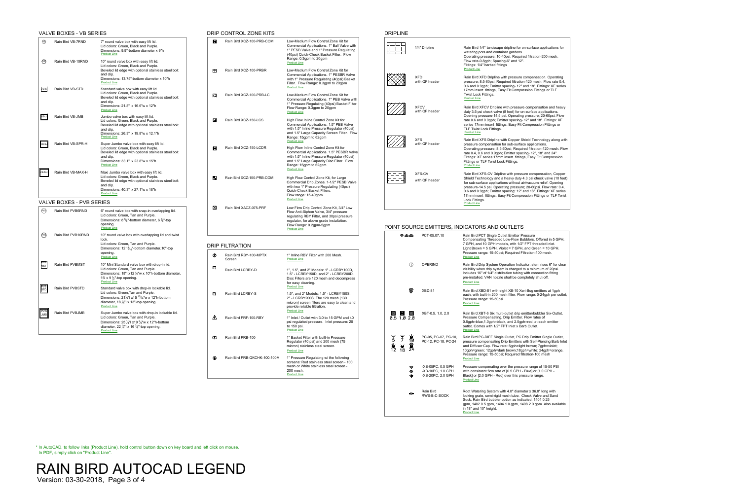## VALVE BOXES - VB SERIES

| Symbol | Model | Description |
|---|---|---|
| VB | Rain Bird VB-7RND | 7" round valve box with easy lift lid. Lid colors: Green, Black and Purple. Dimensions: 9.9"-bottom diameter x 9"h Product Line |
| VB | Rain Bird VB-10RND | 10" round valve box with easy lift lid. Lid colors: Green, Black and Purple. Beveled lid edge with optional stainless steel bolt and clip. Dimensions: 13.75"-bottom diameter x 10"h Product Line |
| VB-S | Rain Bird VB-STD | Standard valve box with easy lift lid. Lid colors: Green, Black and Purple. Beveled lid edge with optional stainless steel bolt and clip. Dimensions: 21.8"l x 16.6"w x 12"h Product Line |
| VB-J | Rain Bird VB-JMB | Jumbo valve box with easy lift lid. Lid colors: Green, Black and Purple. Beveled lid edge with optional stainless steel bolt and clip. Dimensions: 26.3"l x 19.8"w x 12.1"h Product Line |
| VB-SJ | Rain Bird VB-SPR-H | Super Jumbo valve box with easy lift lid. Lid colors: Green, Black and Purple. Beveled lid edge with optional stainless steel bolt and clip. Dimensions: 33.1"l x 23.8"w x 15"h Product Line |
| VB-MJ | Rain Bird VB-MAX-H | Maxi Jumbo valve box with easy lift lid. Lid colors: Green, Black and Purple. Beveled lid edge with optional stainless steel bolt and clip. Dimensions: 40.3"l x 27.1"w x 18"h Product Line |

## VALVE BOXES - PVB SERIES

| Symbol | Model | Description |
|---|---|---|
| PVB | Rain Bird PVB6RND | 6" round valve box with snap-in overlapping lid. Lid colors: Green, Tan and Purple. Dimensions: 8 5/8"-bottom diameter, 6 3/8"-top opening. Product Line |
| PVB | Rain Bird PVB10RND | 10" round valve box with overlapping lid and twist lock. Lid colors: Green, Tan and Purple. Dimensions: 12 13/16"-bottom diameter,10"-top opening. Product Line |
| PVB MST | Rain Bird PVBMST | 10" Mini Standard valve box with drop-in lid. Lid colors: Green, Tan and Purple. Dimensions: 18"l x12 1/2"w x 10"h-bottom diameter, 15l x 9 1/2"-top opening. Product Line |
| PVB STD | Rain Bird PVBSTD | Standard valve box with drop-in lockable lid. Lid colors: Green,Tan and Purple. Dimensions: 21 3/4"l x15 15/16"w x 12"h-bottom diameter, 18 1/4"l x 13"-top opening. Product Line |
| PVB JMB | Rain Bird PVBJMB | Super Jumbo valve box with drop-in lockable lid. Lid colors: Green, Tan and Purple. Dimensions: 25 1/4"l x19 5/8"w x 12"h-bottom diameter, 22 1/4"l x 16 3/8"-top opening. Product Line |

## DRIP CONTROL ZONE KITS

| Model | Description |
|---|---|
| Rain Bird XCZ-100-PRB-COM | Low-Medium Flow Control Zone Kit for Commercial Applications. 1" Ball Valve with 1" PESB Valve and 1" Pressure Regulating (40psi) Quick-Check Basket Filter. Flow Range: 0.3gpm to 20gpm Product Line |
| Rain Bird XCZ-100-PRBR | Low-Medium Flow Control Zone Kit for Commercial Applications. 1" PESBR Valve with 1" Pressure Regulating (40psi) Basket Filter. Flow Range: 0.3gpm to 20gpm Product Line |
| Rain Bird XCZ-100-PRB-LC | Low-Medium Flow Control Zone Kit for Commercial Applications. 1" PEB Valve with 1" Pressure Regulating (40psi) Basket Filter. Flow Range: 0.3gpm to 20gpm Product Line |
| Rain Bird XCZ-150-LCS | High Flow Inline Control Zone Kit for Commercial Applications. 1.5" PEB Valve with 1.5" Inline Pressure Regulator (40psi) and 1.5" Large Capacity Screen Filter. Flow Range: 15gpm to 62gpm Product Line |
| Rain Bird XCZ-150-LCDR | High Flow Inline Control Zone Kit for Commercial Applications. 1.5" PESBR Valve with 1.5" Inline Pressure Regulator (40psi) and 1.5" Large Capacity Disc Filter. Flow Range: 15gpm to 62gpm Product Line |
| Rain Bird XCZ-150-PRB-COM | High Flow Control Zone Kit, for Large Commercial Drip Zones. 1-1/2" PESB Valve with two 1" Pressure Regulating (40psi) Quick-Check Basket Filters. Flow range: 15-40gpm. Product Line |
| Rain Bird XACZ-075-PRF | Low Flow Drip Control Zone Kit, 3/4" Low Flow Anti-Siphon Valve, 3/4" pressure regulating RBY Filter, and 30psi pressure regulator, for above grade installation. Flow Range: 0.2gpm-5gpm Product Line |

## DRIP FILTRATION

| Model | Description |
|---|---|
| Rain Bird RBY-100-MPTX Screen | 1" Inline RBY Filter with 200 Mesh. Product Line |
| Rain Bird LCRBY-D | 1", 1.5", and 2" Models: 1" - LCRBY100D, 1.5" - LCRBY150D, and 2" - LCRBY200D. Disc Filters are 120 mesh and decompress for easy cleaning. Product Line |
| Rain Bird LCRBY-S | 1.5", and 2" Models: 1.5" - LCRBY150S, 2" - LCRBY200S. The 120 mesh (130 micron) screen filters are easy to clean and provide reliable filtration. Product Line |
| Rain Bird PRF-100-RBY | 1" Inlet / Outlet with 3.0 to 15 GPM and 40 psi regulated pressure. Inlet pressure: 20 to 150 psi. Product Line |
| Rain Bird PRB-100 | 1" Basket Filter with built-in Pressure Regulator (40 psi) and 200 mesh (75 micron) stainless steel screen. Product Line |
| Rain Bird PRB-QKCHK-100-100M | 1" Pressure Regulating w/ the following screens: Red stainless steel screen - 100 mesh or White stainless steel screen - 200 mesh. Product Line |

## DRIPLINE

| Model | Description |
|---|---|
| 1/4" Dripline | Rain Bird 1/4" landscape dripline for on-surface applications for watering pots and container gardens. Operating pressure; 10-40psi; Required filtration-200 mesh. Flow rate-0.8gph; Spacing-6" and 12". Fittings: 1/4" barbed fittings Product Line |
| XFD with QF header | Rain Bird XFD Dripline with pressure compensation. Operating pressure; 8.5-60psi; Required filtration-120 mesh. Flow rate 0.4, 0.6 and 0.9gph; Emitter spacing- 12" and 18". Fittings: XF series 17mm insert fittings, Easy Fit Compression Fittings or TLF Twist Lock Fittings. Product Line |
| XFCV with QF header | Rain Bird XFCV Dripline with pressure compensation and heavy duty 3.5 psi check valve (8 feet) for on-surface applications. Opening pressure-14.5 psi. Operating pressure; 20-60psi. Flow rate 0.6 and 0.9gph; Emitter spacing- 12" and 18". Fittings: XF series 17mm insert fittings, Easy Fit Compression Fittings or TLF Twist Lock Fittings. Product Line |
| XFS with QF header | Rain Bird XFS Dripline with Copper Shield Technology along with pressure compensation for sub-surface applications. Operating pressure; 8.5-60psi; Required filtration-120 mesh. Flow rate 0.4, 0.6 and 0.9gph; Emitter spacing- 12", 18" and 24". Fittings: XF series 17mm insert fittings, Easy Fit Compression Fittings or TLF Twist Lock Fittings. Product Line |
| XFS-CV with QF header | Rain Bird XFS-CV Dripline with pressure compensation, Copper Shield Technology and a heavy duty 4.3 psi check valve (10 feet) for sub-surface applications without air/vacuum relief. Opening pressure-14.5 psi. Operating pressure; 20-60psi. Flow rate: 0.4, 0.6 and 0.9gph; Emitter spacing: 12" and 18". Fittings: XF series 17mm insert fittings, Easy Fit Compression Fittings or TLF Twist Lock Fittings. Product Line |

## POINT SOURCE EMITTERS, INDICATORS AND OUTLETS

| Symbol | Model | Description |
|---|---|---|
| | PCT-05,07,10 | Rain Bird PCT Single Outlet Emitter Pressure Compensating Threaded Low-Flow Bubblers. Offered in 5 GPH, 7 GPH, and 10 GPH models, with 1/2" FPT threaded inlet. Light Brown = 5 GPH, Violet = 7 GPH, and Green = 10 GPH. Pressure range: 15-50psi; Required Filtration-100 mesh. Product Line |
| | OPERIND | Rain Bird Drip System Operation Indicator, stem rises 6" for clear visibility when drip system is charged to a minimum of 20psi. Includes 16" of 1/4" distribution tubing with connection fitting pre-installed. VAN nozzle shall be completely shut-off. Product Line |
| | XBD-81 | Rain Bird XBD-81 with eight XB-10 Xeri-Bug emitters at 1gph each, with built-in 200 mesh filter. Flow range: 0-24gph per outlet; Pressure range: 15-50psi. Product Line |
| 0.5 1.0 2.0 | XBT-0.5, 1.0, 2.0 | Rain Bird XBT-6 Six multi-outlet drip emitter/bubbler Six-Outlet, Pressure Compensating, Drip Emitter. Flow rates of 0.5gph=blue,1.0gph=black, and 2.0gph=red, at each emitter outlet. Comes with 1/2" FPT Inlet x Barb Outlet. Product Line |
| 5 7 10 12 18 24 | PC-05, PC-07, PC-10, PC-12, PC-18, PC-24 | Rain Bird PC-DIFF Single Outlet, PC Drip Emitter Single Outlet, pressure compensating Drip Emitters with Self-Piercing Barb Inlet and Diffuser Cap. Flow rate: 5gph=light brown; 7gph=violet; 10gph=green; 12gph=dark brown;18gph=white; 24gph=orange. Pressure range: 15-50psi; Required filtration-100 mesh Product Line |
| | -XB-05PC, 0.5 GPH -XB-10PC, 1.0 GPH -XB-20PC, 2.0 GPH | Pressure-compenating over the pressure range of 15-50 PSI with consistent flow rate of [0.5 GPH - Blue] or [1.0 GPH - Black] or [2.0 GPH - Red] over this pressure range. Product Line |
| | Rain Bird RWS-B-C-SOCK | Root Watering System with 4.0" diameter x 36.0" long with locking grate, semi-rigid mesh tube. Check Valve and Sand Sock. Rain Bird bubbler option as indicated: 1401 0.25 gpm, 1402 0.5 gpm, 1404 1.0 gpm, 1408 2.0 gpm. Also available in 18" and 10" height. Product Line |

* In AutoCAD, to follow links (Product Line), hold control button down on key board and left click on mouse.
In PDF, simply click on "Product Line".

# RAIN BIRD AUTOCAD LEGEND

Version: 03-30-2018, Page 3 of 4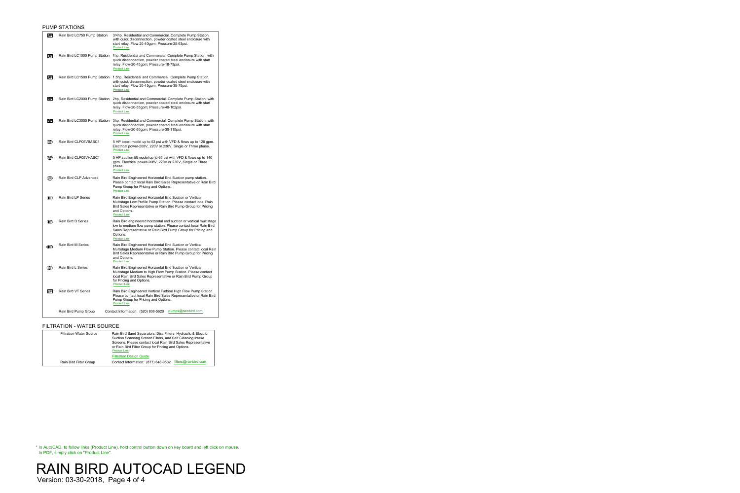## PUMP STATIONS

| | | |
|---|---|---|
| | Rain Bird LC750 Pump Station | 3/4hp, Residential and Commercial. Complete Pump Station, with quick disconnection, powder coated steel enclosure with start relay. Flow-20-40gpm; Pressure-25-63psi. Product Line |
| | Rain Bird LC1000 Pump Station | 1hp, Residential and Commercial. Complete Pump Station, with quick disconnection, powder coated steel enclosure with start relay. Flow-20-45gpm; Pressure-18-73psi. Product Line |
| | Rain Bird LC1500 Pump Station | 1.5hp, Residential and Commercial. Complete Pump Station, with quick disconnection, powder coated steel enclosure with start relay. Flow-20-45gpm; Pressure-35-75psi. Product Line |
| | Rain Bird LC2000 Pump Station | 2hp, Residential and Commercial. Complete Pump Station, with quick disconnection, powder coated steel enclosure with start relay. Flow-20-55gpm; Pressure-40-102psi. Product Line |
| | Rain Bird LC3000 Pump Station | 3hp, Residential and Commercial. Complete Pump Station, with quick disconnection, powder coated steel enclosure with start relay. Flow-20-60gpm; Pressure-30-115psi. Product Line |
| | Rain Bird CLP05VBASC1 | 5 HP boost model up to 53 psi with VFD & flows up to 120 gpm. Electrical power-208V, 220V or 230V, Single or Three phase. Product Line |
| | Rain Bird CLP05VHASC1 | 5 HP suction lift model up to 65 psi with VFD & flows up to 140 gpm. Electrical power-208V, 220V or 230V, Single or Three phase. Product Line |
| | Rain Bird CLP Advanced | Rain Bird Engineered Horizontal End Suction pump station. Please contact local Rain Bird Sales Representative or Rain Bird Pump Group for Pricing and Options. Product Line |
| | Rain Bird LP Series | Rain Bird Engineered Horizontal End Suction or Vertical Multistage Low Profile Pump Station. Please contact local Rain Bird Sales Representative or Rain Bird Pump Group for Pricing and Options. Product Line |
| | Rain Bird D Series | Rain Bird engineered horizontal end suction or vertical multistage low to medium flow pump station. Please contact local Rain Bird Sales Representative or Rain Bird Pump Group for Pricing and Options. Product Line |
| | Rain Bird M Series | Rain Bird Engineered Horizontal End Suction or Vertical Multistage Medium Flow Pump Station. Please contact local Rain Bird Sales Representative or Rain Bird Pump Group for Pricing and Options. Product Line |
| | Rain Bird L Series | Rain Bird Engineered Horizontal End Suction or Vertical Multistage Medium to High Flow Pump Station. Please contact local Rain Bird Sales Representative or Rain Bird Pump Group for Pricing and Options. Product Line |
| | Rain Bird VT Series | Rain Bird Engineered Vertical Turbine High Flow Pump Station. Please contact local Rain Bird Sales Representative or Rain Bird Pump Group for Pricing and Options. Product Line |
| | Rain Bird Pump Group | Contact Information: (520) 806-5620 pumps@rainbird.com |

## FILTRATION - WATER SOURCE

| | |
|---|---|
| Filtration-Water Source | Rain Bird Sand Separators, Disc Filters, Hydraulic & Electric Suction Scanning Screen Filters, and Self Cleaning Intake Screens. Please contact local Rain Bird Sales Representative or Rain Bird Filter Group for Pricing and Options. Product Line Filtration Design Guide |
| Rain Bird Filter Group | Contact Information: (877) 648-9532 filters@rainbird.com |

* In AutoCAD, to follow links (Product Line), hold control button down on key board and left click on mouse.
In PDF, simply click on "Product Line".

# RAIN BIRD AUTOCAD LEGEND

Version: 03-30-2018, Page 4 of 4